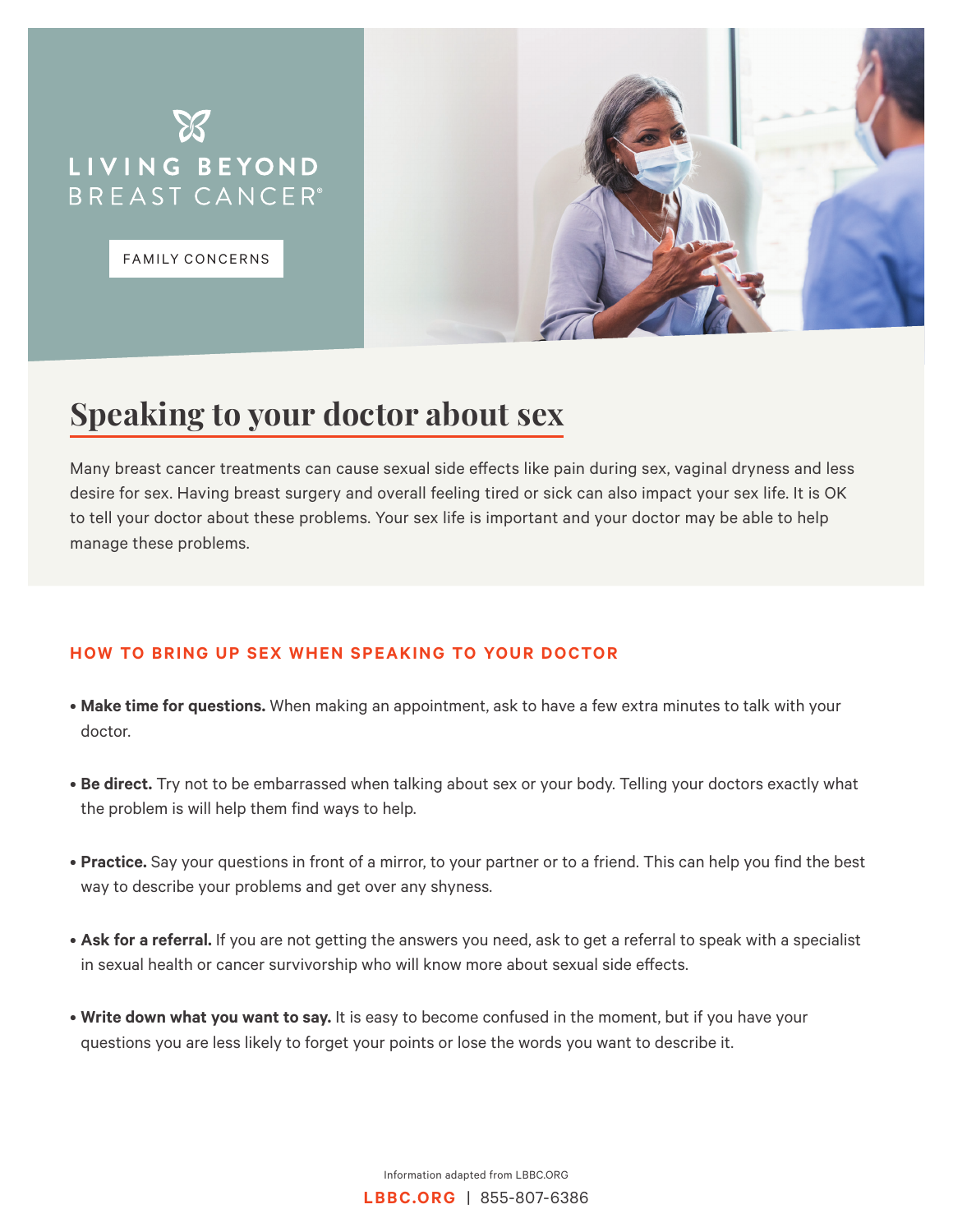LIVING BEYOND BREAST CANCER®

FAMILY CONCERNS

# Speaking to your doctor about sex

Many breast cancer treatments can cause sexual side effects like pain during sex, vaginal dryness and less desire for sex. Having breast surgery and overall feeling tired or sick can also impact your sex life. It is OK to tell your doctor about these problems. Your sex life is important and your doctor may be able to help manage these problems.

## HOW TO BRING UP SEX WHEN SPEAKING TO YOUR DOCTOR

- **Make time for questions.** When making an appointment, ask to have a few extra minutes to talk with your doctor.
- **Be direct.** Try not to be embarrassed when talking about sex or your body. Telling your doctors exactly what the problem is will help them find ways to help.
- **Practice.** Say your questions in front of a mirror, to your partner or to a friend. This can help you find the best way to describe your problems and get over any shyness.
- **Ask for a referral.** If you are not getting the answers you need, ask to get a referral to speak with a specialist in sexual health or cancer survivorship who will know more about sexual side effects.
- **Write down what you want to say.** It is easy to become confused in the moment, but if you have your questions you are less likely to forget your points or lose the words you want to describe it.

Information adapted from LBBC.ORG

**LBBC.ORG** | 855-807-6386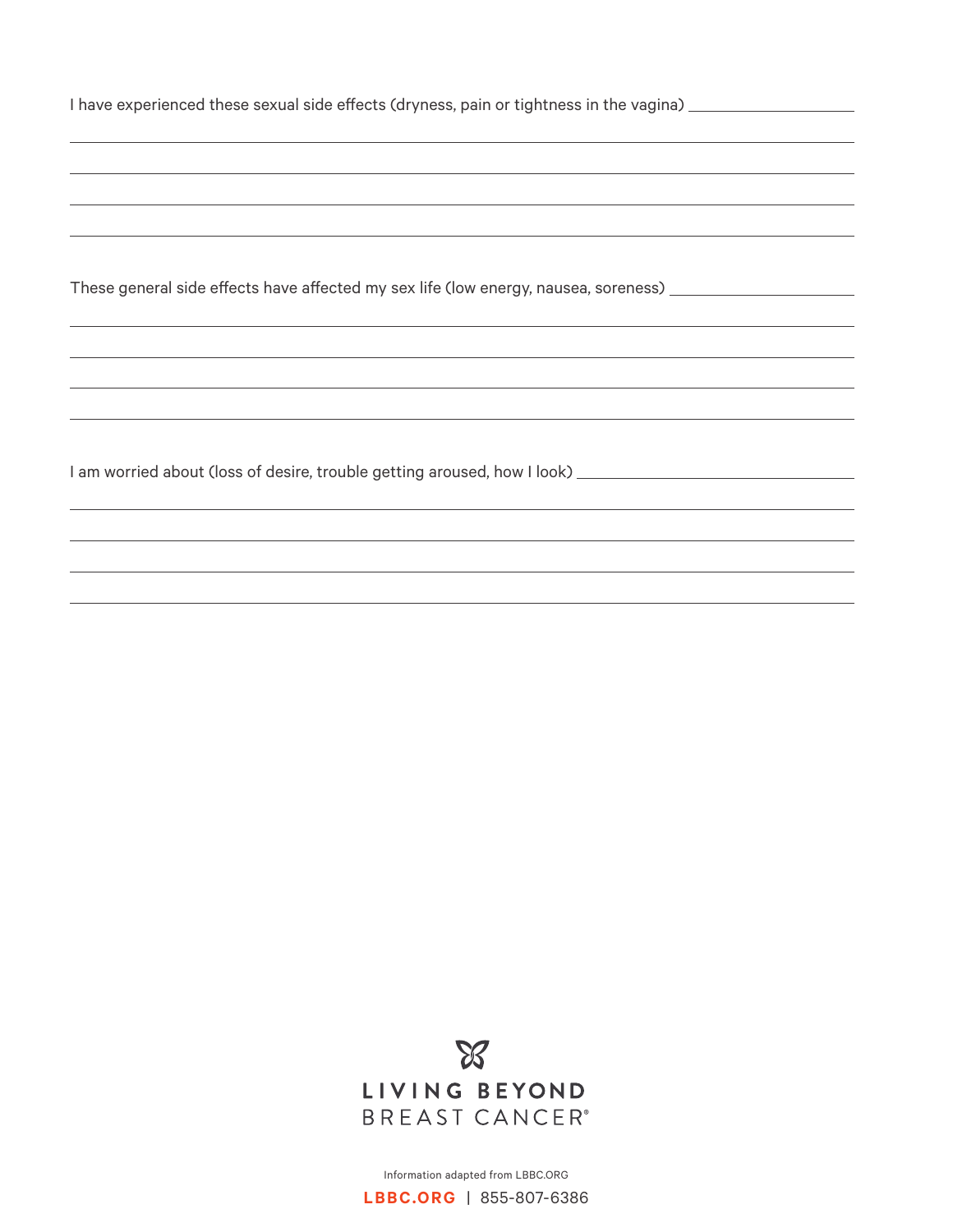I have experienced these sexual side effects (dryness, pain or tightness in the vagina) ____________________

____________________________________________________________________________________________

____________________________________________________________________________________________

____________________________________________________________________________________________

____________________________________________________________________________________________

These general side effects have affected my sex life (low energy, nausea, soreness) ____________________

____________________________________________________________________________________________

____________________________________________________________________________________________

____________________________________________________________________________________________

____________________________________________________________________________________________

I am worried about (loss of desire, trouble getting aroused, how I look) ____________________________

____________________________________________________________________________________________

____________________________________________________________________________________________

____________________________________________________________________________________________

____________________________________________________________________________________________

LIVING BEYOND BREAST CANCER®

Information adapted from LBBC.ORG

**LBBC.ORG** | 855-807-6386